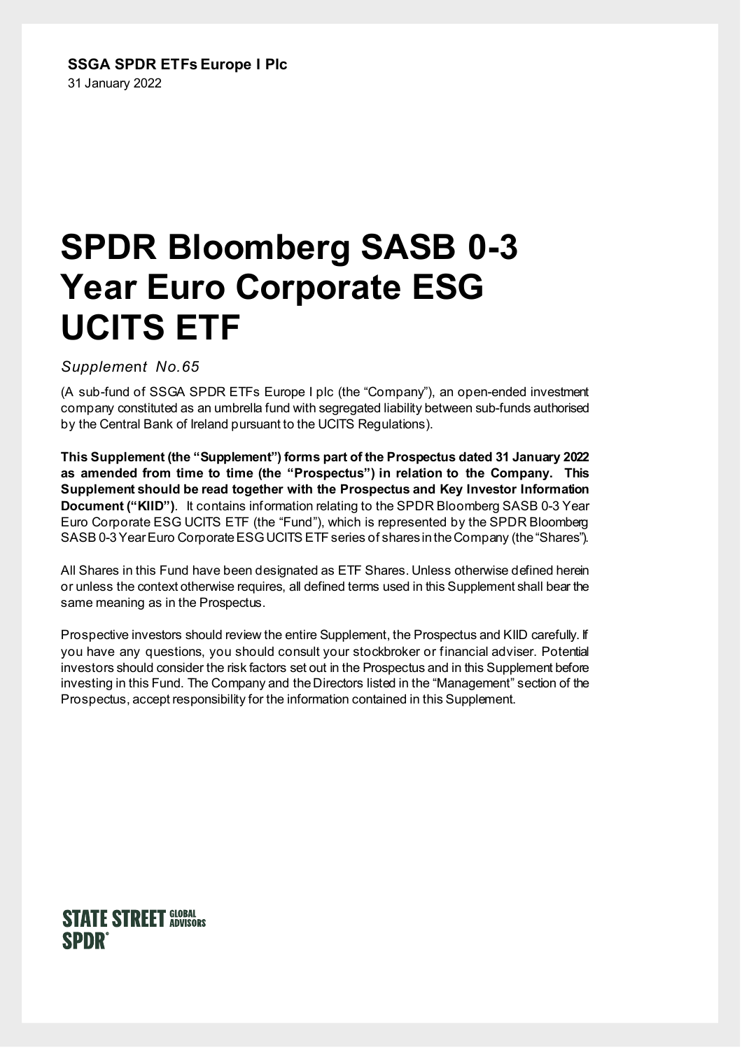**SSGA SPDR ETFs Europe I Plc**
31 January 2022

# SPDR Bloomberg SASB 0-3 Year Euro Corporate ESG UCITS ETF

*Supplement No.65*

(A sub-fund of SSGA SPDR ETFs Europe I plc (the "Company"), an open-ended investment company constituted as an umbrella fund with segregated liability between sub-funds authorised by the Central Bank of Ireland pursuant to the UCITS Regulations).

**This Supplement (the "Supplement") forms part of the Prospectus dated 31 January 2022 as amended from time to time (the "Prospectus") in relation to the Company. This Supplement should be read together with the Prospectus and Key Investor Information Document ("KIID")**. It contains information relating to the SPDR Bloomberg SASB 0-3 Year Euro Corporate ESG UCITS ETF (the "Fund"), which is represented by the SPDR Bloomberg SASB 0-3 Year Euro Corporate ESG UCITS ETF series of shares in the Company (the "Shares").

All Shares in this Fund have been designated as ETF Shares. Unless otherwise defined herein or unless the context otherwise requires, all defined terms used in this Supplement shall bear the same meaning as in the Prospectus.

Prospective investors should review the entire Supplement, the Prospectus and KIID carefully. If you have any questions, you should consult your stockbroker or financial adviser. Potential investors should consider the risk factors set out in the Prospectus and in this Supplement before investing in this Fund. The Company and the Directors listed in the "Management" section of the Prospectus, accept responsibility for the information contained in this Supplement.

STATE STREET GLOBAL ADVISORS
SPDR®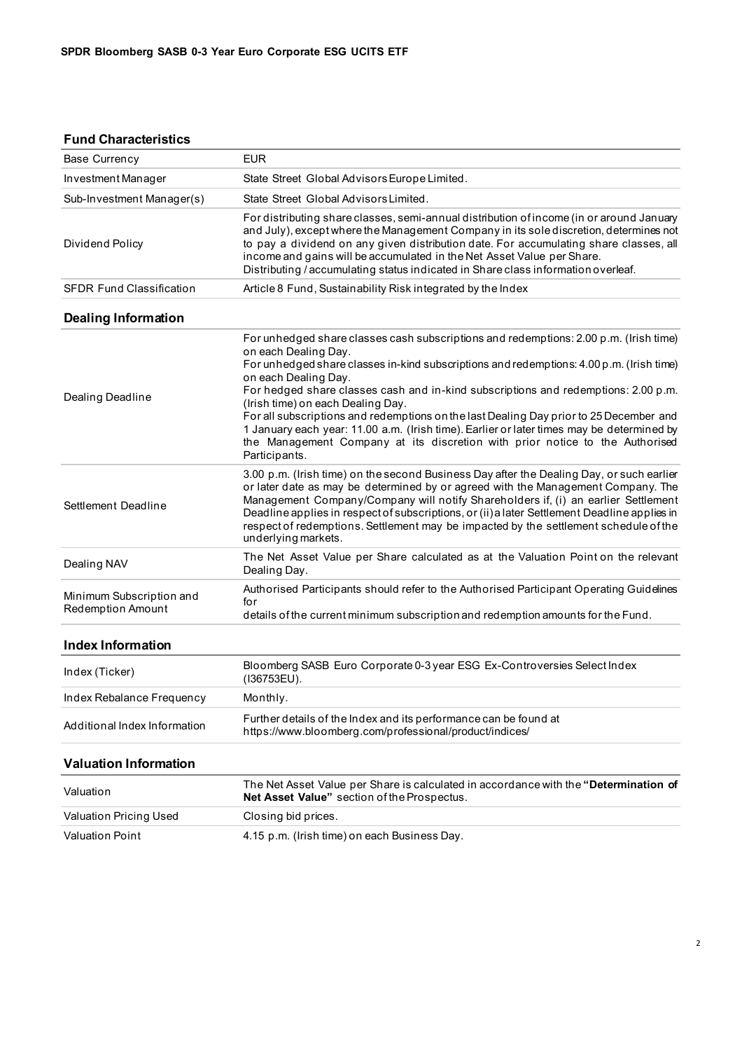**SPDR Bloomberg SASB 0-3 Year Euro Corporate ESG UCITS ETF**

## Fund Characteristics

| | |
|---|---|
| Base Currency | EUR |
| Investment Manager | State Street Global Advisors Europe Limited. |
| Sub-Investment Manager(s) | State Street Global Advisors Limited. |
| Dividend Policy | For distributing share classes, semi-annual distribution of income (in or around January and July), except where the Management Company in its sole discretion, determines not to pay a dividend on any given distribution date. For accumulating share classes, all income and gains will be accumulated in the Net Asset Value per Share. Distributing / accumulating status indicated in Share class information overleaf. |
| SFDR Fund Classification | Article 8 Fund, Sustainability Risk integrated by the Index |

## Dealing Information

| | |
|---|---|
| Dealing Deadline | For unhedged share classes cash subscriptions and redemptions: 2.00 p.m. (Irish time) on each Dealing Day.<br>For unhedged share classes in-kind subscriptions and redemptions: 4.00 p.m. (Irish time) on each Dealing Day.<br>For hedged share classes cash and in-kind subscriptions and redemptions: 2.00 p.m. (Irish time) on each Dealing Day.<br>For all subscriptions and redemptions on the last Dealing Day prior to 25 December and 1 January each year: 11.00 a.m. (Irish time). Earlier or later times may be determined by the Management Company at its discretion with prior notice to the Authorised Participants. |
| Settlement Deadline | 3.00 p.m. (Irish time) on the second Business Day after the Dealing Day, or such earlier or later date as may be determined by or agreed with the Management Company. The Management Company/Company will notify Shareholders if, (i) an earlier Settlement Deadline applies in respect of subscriptions, or (ii) a later Settlement Deadline applies in respect of redemptions. Settlement may be impacted by the settlement schedule of the underlying markets. |
| Dealing NAV | The Net Asset Value per Share calculated as at the Valuation Point on the relevant Dealing Day. |
| Minimum Subscription and Redemption Amount | Authorised Participants should refer to the Authorised Participant Operating Guidelines for details of the current minimum subscription and redemption amounts for the Fund. |

## Index Information

| | |
|---|---|
| Index (Ticker) | Bloomberg SASB Euro Corporate 0-3 year ESG Ex-Controversies Select Index (I36753EU). |
| Index Rebalance Frequency | Monthly. |
| Additional Index Information | Further details of the Index and its performance can be found at https://www.bloomberg.com/professional/product/indices/ |

## Valuation Information

| | |
|---|---|
| Valuation | The Net Asset Value per Share is calculated in accordance with the **"Determination of Net Asset Value"** section of the Prospectus. |
| Valuation Pricing Used | Closing bid prices. |
| Valuation Point | 4.15 p.m. (Irish time) on each Business Day. |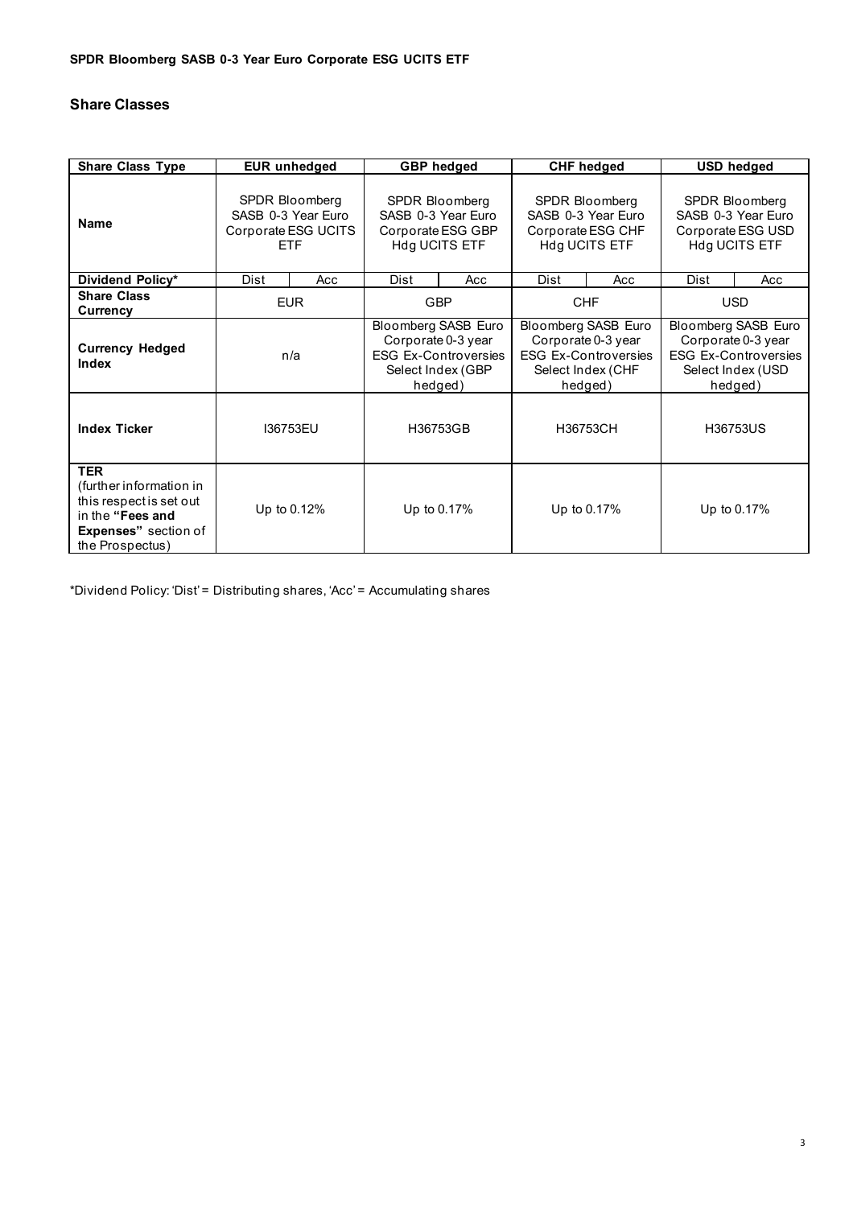**SPDR Bloomberg SASB 0-3 Year Euro Corporate ESG UCITS ETF**

## Share Classes

| Share Class Type | EUR unhedged | | GBP hedged | | CHF hedged | | USD hedged | |
|---|---|---|---|---|---|---|---|---|
| **Name** | SPDR Bloomberg SASB 0-3 Year Euro Corporate ESG UCITS ETF | | SPDR Bloomberg SASB 0-3 Year Euro Corporate ESG GBP Hdg UCITS ETF | | SPDR Bloomberg SASB 0-3 Year Euro Corporate ESG CHF Hdg UCITS ETF | | SPDR Bloomberg SASB 0-3 Year Euro Corporate ESG USD Hdg UCITS ETF | |
| **Dividend Policy*** | Dist | Acc | Dist | Acc | Dist | Acc | Dist | Acc |
| **Share Class Currency** | EUR | | GBP | | CHF | | USD | |
| **Currency Hedged Index** | n/a | | Bloomberg SASB Euro Corporate 0-3 year ESG Ex-Controversies Select Index (GBP hedged) | | Bloomberg SASB Euro Corporate 0-3 year ESG Ex-Controversies Select Index (CHF hedged) | | Bloomberg SASB Euro Corporate 0-3 year ESG Ex-Controversies Select Index (USD hedged) | |
| **Index Ticker** | I36753EU | | H36753GB | | H36753CH | | H36753US | |
| **TER** (further information in this respect is set out in the **"Fees and Expenses"** section of the Prospectus) | Up to 0.12% | | Up to 0.17% | | Up to 0.17% | | Up to 0.17% | |

*Dividend Policy: 'Dist' = Distributing shares, 'Acc' = Accumulating shares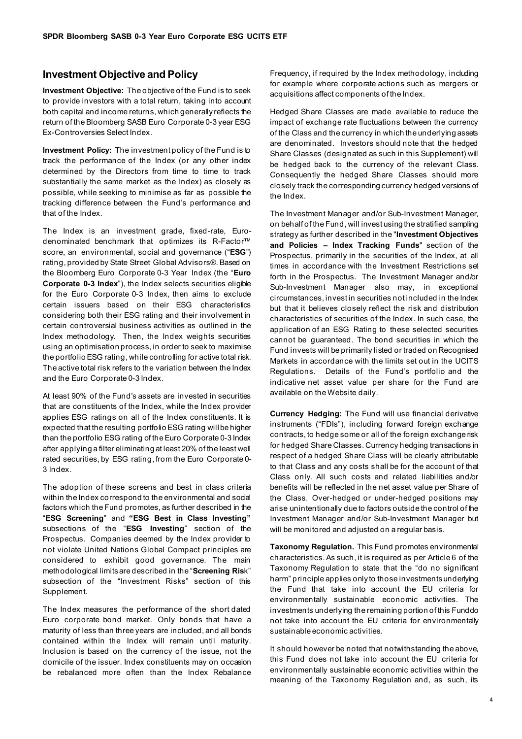## Investment Objective and Policy

**Investment Objective:** The objective of the Fund is to seek to provide investors with a total return, taking into account both capital and income returns, which generally reflects the return of the Bloomberg SASB Euro Corporate 0-3 year ESG Ex-Controversies Select Index.

**Investment Policy:** The investment policy of the Fund is to track the performance of the Index (or any other index determined by the Directors from time to time to track substantially the same market as the Index) as closely as possible, while seeking to minimise as far as possible the tracking difference between the Fund's performance and that of the Index.

The Index is an investment grade, fixed-rate, Euro-denominated benchmark that optimizes its R-Factor™ score, an environmental, social and governance ("**ESG**") rating, provided by State Street Global Advisors®. Based on the Bloomberg Euro Corporate 0-3 Year Index (the "**Euro Corporate 0-3 Index**"), the Index selects securities eligible for the Euro Corporate 0-3 Index, then aims to exclude certain issuers based on their ESG characteristics considering both their ESG rating and their involvement in certain controversial business activities as outlined in the Index methodology. Then, the Index weights securities using an optimisation process, in order to seek to maximise the portfolio ESG rating, while controlling for active total risk. The active total risk refers to the variation between the Index and the Euro Corporate 0-3 Index.

At least 90% of the Fund's assets are invested in securities that are constituents of the Index, while the Index provider applies ESG ratings on all of the Index constituents. It is expected that the resulting portfolio ESG rating will be higher than the portfolio ESG rating of the Euro Corporate 0-3 Index after applying a filter eliminating at least 20% of the least well rated securities, by ESG rating, from the Euro Corporate 0-3 Index.

The adoption of these screens and best in class criteria within the Index correspond to the environmental and social factors which the Fund promotes, as further described in the "**ESG Screening**" and **"ESG Best in Class Investing"** subsections of the "**ESG Investing**" section of the Prospectus. Companies deemed by the Index provider to not violate United Nations Global Compact principles are considered to exhibit good governance. The main methodological limits are described in the "**Screening Ris**k" subsection of the "Investment Risks" section of this Supplement.

The Index measures the performance of the short dated Euro corporate bond market. Only bonds that have a maturity of less than three years are included, and all bonds contained within the Index will remain until maturity. Inclusion is based on the currency of the issue, not the domicile of the issuer. Index constituents may on occasion be rebalanced more often than the Index Rebalance Frequency, if required by the Index methodology, including for example where corporate actions such as mergers or acquisitions affect components of the Index.

Hedged Share Classes are made available to reduce the impact of exchange rate fluctuations between the currency of the Class and the currency in which the underlying assets are denominated. Investors should note that the hedged Share Classes (designated as such in this Supplement) will be hedged back to the currency of the relevant Class. Consequently the hedged Share Classes should more closely track the corresponding currency hedged versions of the Index.

The Investment Manager and/or Sub-Investment Manager, on behalf of the Fund, will invest using the stratified sampling strategy as further described in the "**Investment Objectives and Policies – Index Tracking Funds**" section of the Prospectus, primarily in the securities of the Index, at all times in accordance with the Investment Restrictions set forth in the Prospectus. The Investment Manager and/or Sub-Investment Manager also may, in exceptional circumstances, invest in securities not included in the Index but that it believes closely reflect the risk and distribution characteristics of securities of the Index. In such case, the application of an ESG Rating to these selected securities cannot be guaranteed. The bond securities in which the Fund invests will be primarily listed or traded on Recognised Markets in accordance with the limits set out in the UCITS Regulations. Details of the Fund's portfolio and the indicative net asset value per share for the Fund are available on the Website daily.

**Currency Hedging:** The Fund will use financial derivative instruments ("FDIs"), including forward foreign exchange contracts, to hedge some or all of the foreign exchange risk for hedged Share Classes. Currency hedging transactions in respect of a hedged Share Class will be clearly attributable to that Class and any costs shall be for the account of that Class only. All such costs and related liabilities and/or benefits will be reflected in the net asset value per Share of the Class. Over-hedged or under-hedged positions may arise unintentionally due to factors outside the control of the Investment Manager and/or Sub-Investment Manager but will be monitored and adjusted on a regular basis.

**Taxonomy Regulation.** This Fund promotes environmental characteristics. As such, it is required as per Article 6 of the Taxonomy Regulation to state that the "do no significant harm" principle applies only to those investments underlying the Fund that take into account the EU criteria for environmentally sustainable economic activities. The investments underlying the remaining portion of this Fund do not take into account the EU criteria for environmentally sustainable economic activities.

It should however be noted that notwithstanding the above, this Fund does not take into account the EU criteria for environmentally sustainable economic activities within the meaning of the Taxonomy Regulation and, as such, its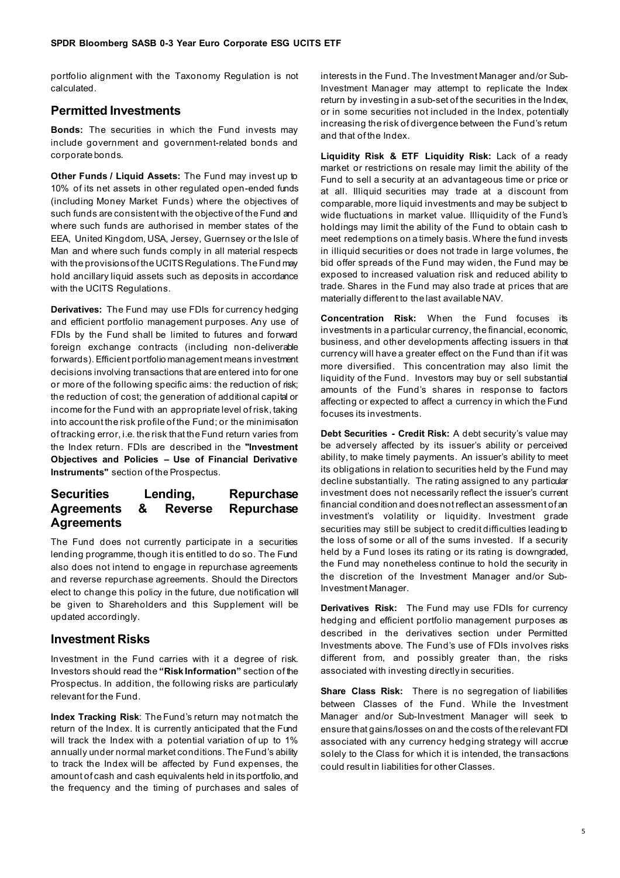portfolio alignment with the Taxonomy Regulation is not calculated.

## Permitted Investments

**Bonds:** The securities in which the Fund invests may include government and government-related bonds and corporate bonds.

**Other Funds / Liquid Assets:** The Fund may invest up to 10% of its net assets in other regulated open-ended funds (including Money Market Funds) where the objectives of such funds are consistent with the objective of the Fund and where such funds are authorised in member states of the EEA, United Kingdom, USA, Jersey, Guernsey or the Isle of Man and where such funds comply in all material respects with the provisions of the UCITS Regulations. The Fund may hold ancillary liquid assets such as deposits in accordance with the UCITS Regulations.

**Derivatives:** The Fund may use FDIs for currency hedging and efficient portfolio management purposes. Any use of FDIs by the Fund shall be limited to futures and forward foreign exchange contracts (including non-deliverable forwards). Efficient portfolio management means investment decisions involving transactions that are entered into for one or more of the following specific aims: the reduction of risk; the reduction of cost; the generation of additional capital or income for the Fund with an appropriate level of risk, taking into account the risk profile of the Fund; or the minimisation of tracking error, i.e. the risk that the Fund return varies from the Index return. FDIs are described in the **"Investment Objectives and Policies – Use of Financial Derivative Instruments"** section of the Prospectus.

## Securities Lending, Repurchase Agreements & Reverse Repurchase Agreements

The Fund does not currently participate in a securities lending programme, though it is entitled to do so. The Fund also does not intend to engage in repurchase agreements and reverse repurchase agreements. Should the Directors elect to change this policy in the future, due notification will be given to Shareholders and this Supplement will be updated accordingly.

## Investment Risks

Investment in the Fund carries with it a degree of risk. Investors should read the **"Risk Information"** section of the Prospectus. In addition, the following risks are particularly relevant for the Fund.

**Index Tracking Risk**: The Fund's return may not match the return of the Index. It is currently anticipated that the Fund will track the Index with a potential variation of up to 1% annually under normal market conditions. The Fund's ability to track the Index will be affected by Fund expenses, the amount of cash and cash equivalents held in its portfolio, and the frequency and the timing of purchases and sales of interests in the Fund. The Investment Manager and/or Sub-Investment Manager may attempt to replicate the Index return by investing in a sub-set of the securities in the Index, or in some securities not included in the Index, potentially increasing the risk of divergence between the Fund's return and that of the Index.

**Liquidity Risk & ETF Liquidity Risk:** Lack of a ready market or restrictions on resale may limit the ability of the Fund to sell a security at an advantageous time or price or at all. Illiquid securities may trade at a discount from comparable, more liquid investments and may be subject to wide fluctuations in market value. Illiquidity of the Fund's holdings may limit the ability of the Fund to obtain cash to meet redemptions on a timely basis. Where the fund invests in illiquid securities or does not trade in large volumes, the bid offer spreads of the Fund may widen, the Fund may be exposed to increased valuation risk and reduced ability to trade. Shares in the Fund may also trade at prices that are materially different to the last available NAV.

**Concentration Risk:** When the Fund focuses its investments in a particular currency, the financial, economic, business, and other developments affecting issuers in that currency will have a greater effect on the Fund than if it was more diversified. This concentration may also limit the liquidity of the Fund. Investors may buy or sell substantial amounts of the Fund's shares in response to factors affecting or expected to affect a currency in which the Fund focuses its investments.

**Debt Securities - Credit Risk:** A debt security's value may be adversely affected by its issuer's ability or perceived ability, to make timely payments. An issuer's ability to meet its obligations in relation to securities held by the Fund may decline substantially. The rating assigned to any particular investment does not necessarily reflect the issuer's current financial condition and does not reflect an assessment of an investment's volatility or liquidity. Investment grade securities may still be subject to credit difficulties leading to the loss of some or all of the sums invested. If a security held by a Fund loses its rating or its rating is downgraded, the Fund may nonetheless continue to hold the security in the discretion of the Investment Manager and/or Sub-Investment Manager.

**Derivatives Risk:** The Fund may use FDIs for currency hedging and efficient portfolio management purposes as described in the derivatives section under Permitted Investments above. The Fund's use of FDIs involves risks different from, and possibly greater than, the risks associated with investing directly in securities.

**Share Class Risk:** There is no segregation of liabilities between Classes of the Fund. While the Investment Manager and/or Sub-Investment Manager will seek to ensure that gains/losses on and the costs of the relevant FDI associated with any currency hedging strategy will accrue solely to the Class for which it is intended, the transactions could result in liabilities for other Classes.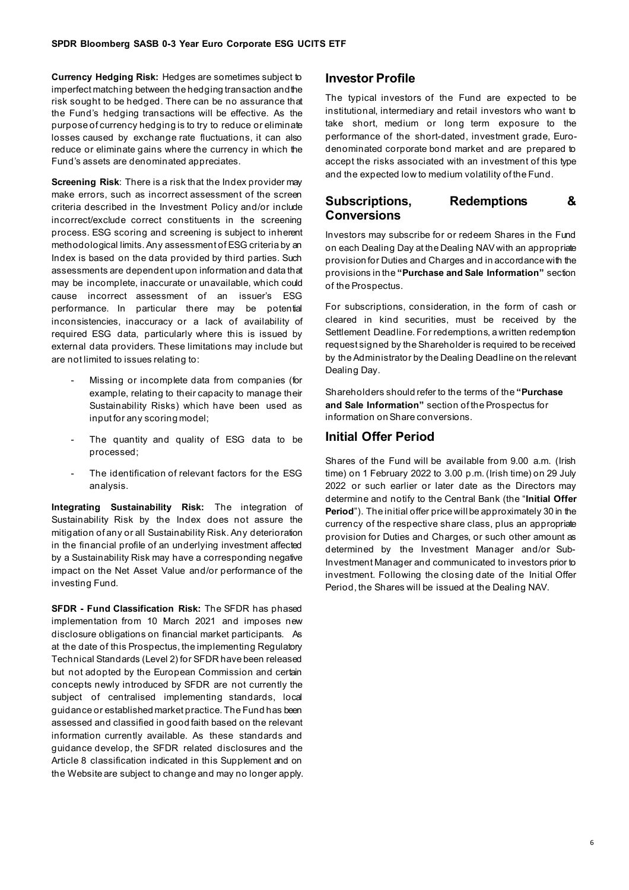**Currency Hedging Risk:** Hedges are sometimes subject to imperfect matching between the hedging transaction and the risk sought to be hedged. There can be no assurance that the Fund's hedging transactions will be effective. As the purpose of currency hedging is to try to reduce or eliminate losses caused by exchange rate fluctuations, it can also reduce or eliminate gains where the currency in which the Fund's assets are denominated appreciates.

**Screening Risk**: There is a risk that the Index provider may make errors, such as incorrect assessment of the screen criteria described in the Investment Policy and/or include incorrect/exclude correct constituents in the screening process. ESG scoring and screening is subject to inherent methodological limits. Any assessment of ESG criteria by an Index is based on the data provided by third parties. Such assessments are dependent upon information and data that may be incomplete, inaccurate or unavailable, which could cause incorrect assessment of an issuer's ESG performance. In particular there may be potential inconsistencies, inaccuracy or a lack of availability of required ESG data, particularly where this is issued by external data providers. These limitations may include but are not limited to issues relating to:

- Missing or incomplete data from companies (for example, relating to their capacity to manage their Sustainability Risks) which have been used as input for any scoring model;
- The quantity and quality of ESG data to be processed;
- The identification of relevant factors for the ESG analysis.

**Integrating Sustainability Risk:** The integration of Sustainability Risk by the Index does not assure the mitigation of any or all Sustainability Risk. Any deterioration in the financial profile of an underlying investment affected by a Sustainability Risk may have a corresponding negative impact on the Net Asset Value and/or performance of the investing Fund.

**SFDR - Fund Classification Risk:** The SFDR has phased implementation from 10 March 2021 and imposes new disclosure obligations on financial market participants. As at the date of this Prospectus, the implementing Regulatory Technical Standards (Level 2) for SFDR have been released but not adopted by the European Commission and certain concepts newly introduced by SFDR are not currently the subject of centralised implementing standards, local guidance or established market practice. The Fund has been assessed and classified in good faith based on the relevant information currently available. As these standards and guidance develop, the SFDR related disclosures and the Article 8 classification indicated in this Supplement and on the Website are subject to change and may no longer apply.

## Investor Profile

The typical investors of the Fund are expected to be institutional, intermediary and retail investors who want to take short, medium or long term exposure to the performance of the short-dated, investment grade, Euro-denominated corporate bond market and are prepared to accept the risks associated with an investment of this type and the expected low to medium volatility of the Fund.

## Subscriptions, Redemptions & Conversions

Investors may subscribe for or redeem Shares in the Fund on each Dealing Day at the Dealing NAV with an appropriate provision for Duties and Charges and in accordance with the provisions in the **"Purchase and Sale Information"** section of the Prospectus.

For subscriptions, consideration, in the form of cash or cleared in kind securities, must be received by the Settlement Deadline. For redemptions, a written redemption request signed by the Shareholder is required to be received by the Administrator by the Dealing Deadline on the relevant Dealing Day.

Shareholders should refer to the terms of the **"Purchase and Sale Information"** section of the Prospectus for information on Share conversions.

## Initial Offer Period

Shares of the Fund will be available from 9.00 a.m. (Irish time) on 1 February 2022 to 3.00 p.m. (Irish time) on 29 July 2022 or such earlier or later date as the Directors may determine and notify to the Central Bank (the "**Initial Offer Period**"). The initial offer price will be approximately 30 in the currency of the respective share class, plus an appropriate provision for Duties and Charges, or such other amount as determined by the Investment Manager and/or Sub-Investment Manager and communicated to investors prior to investment. Following the closing date of the Initial Offer Period, the Shares will be issued at the Dealing NAV.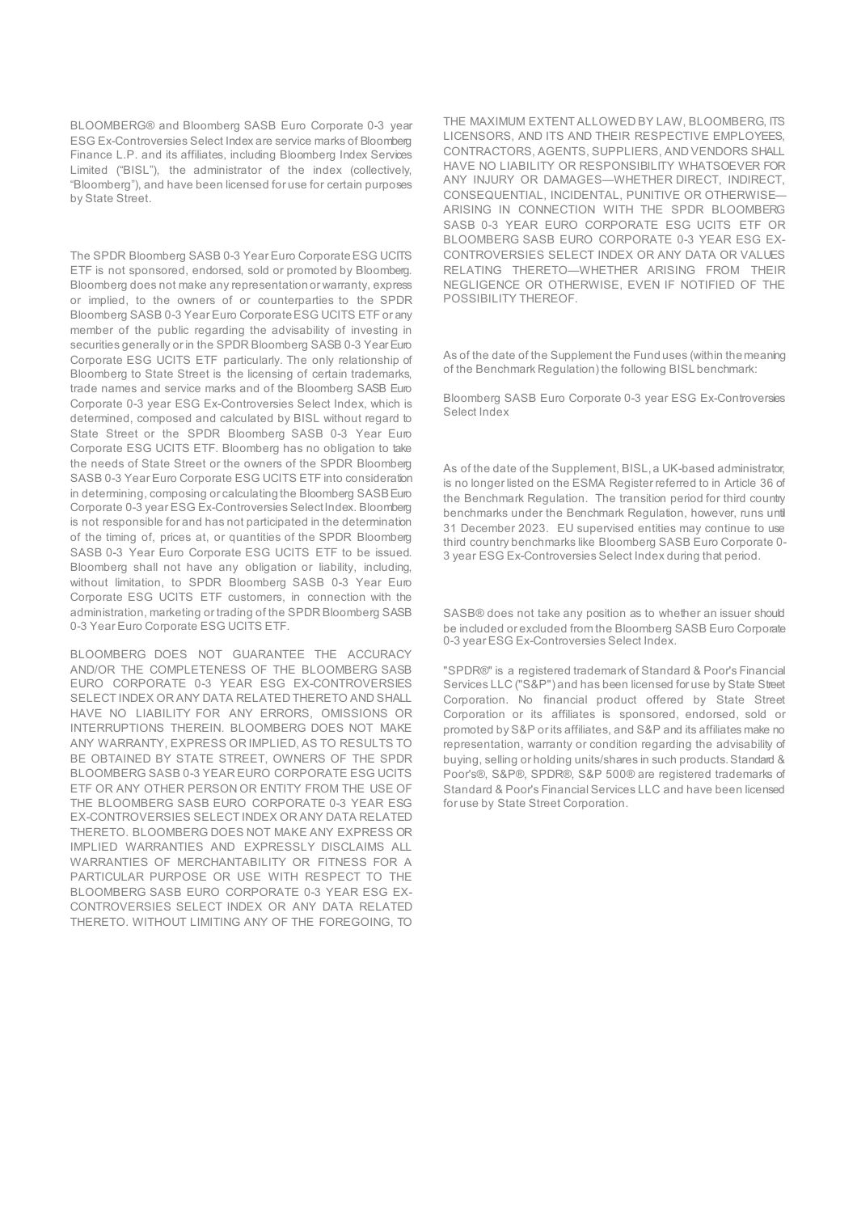BLOOMBERG® and Bloomberg SASB Euro Corporate 0-3 year ESG Ex-Controversies Select Index are service marks of Bloomberg Finance L.P. and its affiliates, including Bloomberg Index Services Limited ("BISL"), the administrator of the index (collectively, "Bloomberg"), and have been licensed for use for certain purposes by State Street.

The SPDR Bloomberg SASB 0-3 Year Euro Corporate ESG UCITS ETF is not sponsored, endorsed, sold or promoted by Bloomberg. Bloomberg does not make any representation or warranty, express or implied, to the owners of or counterparties to the SPDR Bloomberg SASB 0-3 Year Euro Corporate ESG UCITS ETF or any member of the public regarding the advisability of investing in securities generally or in the SPDR Bloomberg SASB 0-3 Year Euro Corporate ESG UCITS ETF particularly. The only relationship of Bloomberg to State Street is the licensing of certain trademarks, trade names and service marks and of the Bloomberg SASB Euro Corporate 0-3 year ESG Ex-Controversies Select Index, which is determined, composed and calculated by BISL without regard to State Street or the SPDR Bloomberg SASB 0-3 Year Euro Corporate ESG UCITS ETF. Bloomberg has no obligation to take the needs of State Street or the owners of the SPDR Bloomberg SASB 0-3 Year Euro Corporate ESG UCITS ETF into consideration in determining, composing or calculating the Bloomberg SASB Euro Corporate 0-3 year ESG Ex-Controversies Select Index. Bloomberg is not responsible for and has not participated in the determination of the timing of, prices at, or quantities of the SPDR Bloomberg SASB 0-3 Year Euro Corporate ESG UCITS ETF to be issued. Bloomberg shall not have any obligation or liability, including, without limitation, to SPDR Bloomberg SASB 0-3 Year Euro Corporate ESG UCITS ETF customers, in connection with the administration, marketing or trading of the SPDR Bloomberg SASB 0-3 Year Euro Corporate ESG UCITS ETF.

BLOOMBERG DOES NOT GUARANTEE THE ACCURACY AND/OR THE COMPLETENESS OF THE BLOOMBERG SASB EURO CORPORATE 0-3 YEAR ESG EX-CONTROVERSIES SELECT INDEX OR ANY DATA RELATED THERETO AND SHALL HAVE NO LIABILITY FOR ANY ERRORS, OMISSIONS OR INTERRUPTIONS THEREIN. BLOOMBERG DOES NOT MAKE ANY WARRANTY, EXPRESS OR IMPLIED, AS TO RESULTS TO BE OBTAINED BY STATE STREET, OWNERS OF THE SPDR BLOOMBERG SASB 0-3 YEAR EURO CORPORATE ESG UCITS ETF OR ANY OTHER PERSON OR ENTITY FROM THE USE OF THE BLOOMBERG SASB EURO CORPORATE 0-3 YEAR ESG EX-CONTROVERSIES SELECT INDEX OR ANY DATA RELATED THERETO. BLOOMBERG DOES NOT MAKE ANY EXPRESS OR IMPLIED WARRANTIES AND EXPRESSLY DISCLAIMS ALL WARRANTIES OF MERCHANTABILITY OR FITNESS FOR A PARTICULAR PURPOSE OR USE WITH RESPECT TO THE BLOOMBERG SASB EURO CORPORATE 0-3 YEAR ESG EX-CONTROVERSIES SELECT INDEX OR ANY DATA RELATED THERETO. WITHOUT LIMITING ANY OF THE FOREGOING, TO THE MAXIMUM EXTENT ALLOWED BY LAW, BLOOMBERG, ITS LICENSORS, AND ITS AND THEIR RESPECTIVE EMPLOYEES, CONTRACTORS, AGENTS, SUPPLIERS, AND VENDORS SHALL HAVE NO LIABILITY OR RESPONSIBILITY WHATSOEVER FOR ANY INJURY OR DAMAGES—WHETHER DIRECT, INDIRECT, CONSEQUENTIAL, INCIDENTAL, PUNITIVE OR OTHERWISE—ARISING IN CONNECTION WITH THE SPDR BLOOMBERG SASB 0-3 YEAR EURO CORPORATE ESG UCITS ETF OR BLOOMBERG SASB EURO CORPORATE 0-3 YEAR ESG EX-CONTROVERSIES SELECT INDEX OR ANY DATA OR VALUES RELATING THERETO—WHETHER ARISING FROM THEIR NEGLIGENCE OR OTHERWISE, EVEN IF NOTIFIED OF THE POSSIBILITY THEREOF.

As of the date of the Supplement the Fund uses (within the meaning of the Benchmark Regulation) the following BISL benchmark:

Bloomberg SASB Euro Corporate 0-3 year ESG Ex-Controversies Select Index

As of the date of the Supplement, BISL, a UK-based administrator, is no longer listed on the ESMA Register referred to in Article 36 of the Benchmark Regulation. The transition period for third country benchmarks under the Benchmark Regulation, however, runs until 31 December 2023. EU supervised entities may continue to use third country benchmarks like Bloomberg SASB Euro Corporate 0-3 year ESG Ex-Controversies Select Index during that period.

SASB® does not take any position as to whether an issuer should be included or excluded from the Bloomberg SASB Euro Corporate 0-3 year ESG Ex-Controversies Select Index.

"SPDR®" is a registered trademark of Standard & Poor's Financial Services LLC ("S&P") and has been licensed for use by State Street Corporation. No financial product offered by State Street Corporation or its affiliates is sponsored, endorsed, sold or promoted by S&P or its affiliates, and S&P and its affiliates make no representation, warranty or condition regarding the advisability of buying, selling or holding units/shares in such products. Standard & Poor's®, S&P®, SPDR®, S&P 500® are registered trademarks of Standard & Poor's Financial Services LLC and have been licensed for use by State Street Corporation.